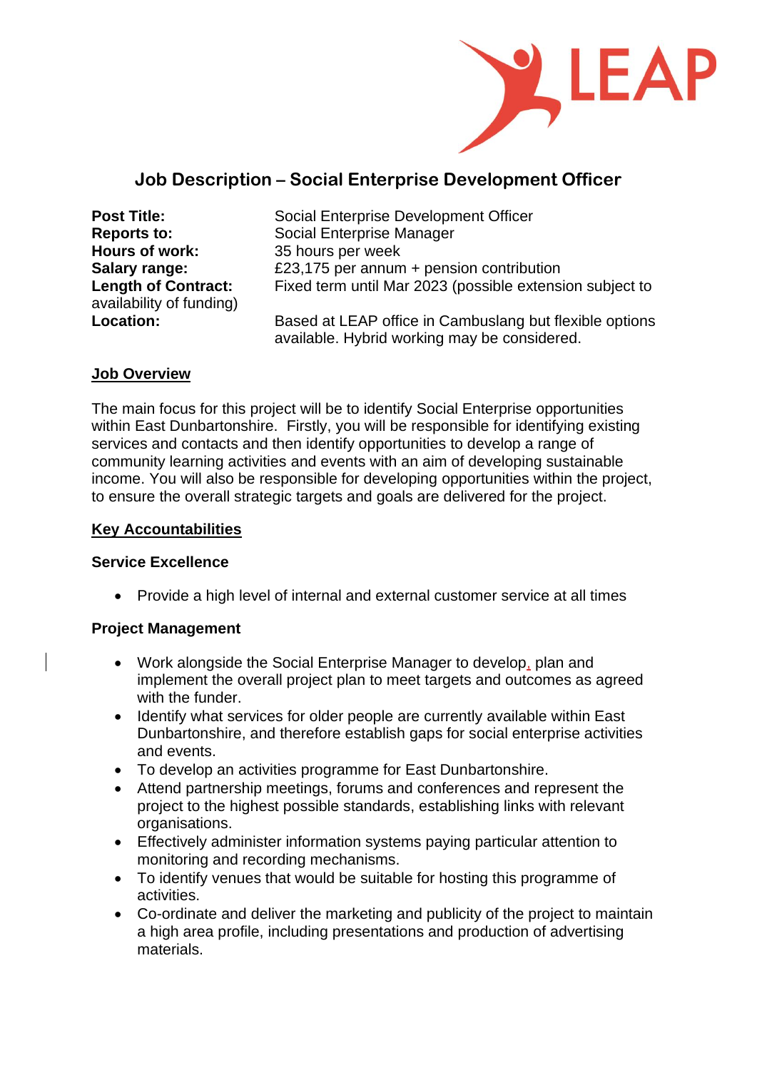# Job Description – Social Enterprise Development Officer

**Post Title:** Social Enterprise Development Officer
**Reports to:** Social Enterprise Manager
**Hours of work:** 35 hours per week
**Salary range:** £23,175 per annum + pension contribution
**Length of Contract:** Fixed term until Mar 2023 (possible extension subject to availability of funding)
**Location:** Based at LEAP office in Cambuslang but flexible options available. Hybrid working may be considered.

## Job Overview

The main focus for this project will be to identify Social Enterprise opportunities within East Dunbartonshire. Firstly, you will be responsible for identifying existing services and contacts and then identify opportunities to develop a range of community learning activities and events with an aim of developing sustainable income. You will also be responsible for developing opportunities within the project, to ensure the overall strategic targets and goals are delivered for the project.

## Key Accountabilities

### Service Excellence

- Provide a high level of internal and external customer service at all times

### Project Management

- Work alongside the Social Enterprise Manager to develop, plan and implement the overall project plan to meet targets and outcomes as agreed with the funder.
- Identify what services for older people are currently available within East Dunbartonshire, and therefore establish gaps for social enterprise activities and events.
- To develop an activities programme for East Dunbartonshire.
- Attend partnership meetings, forums and conferences and represent the project to the highest possible standards, establishing links with relevant organisations.
- Effectively administer information systems paying particular attention to monitoring and recording mechanisms.
- To identify venues that would be suitable for hosting this programme of activities.
- Co-ordinate and deliver the marketing and publicity of the project to maintain a high area profile, including presentations and production of advertising materials.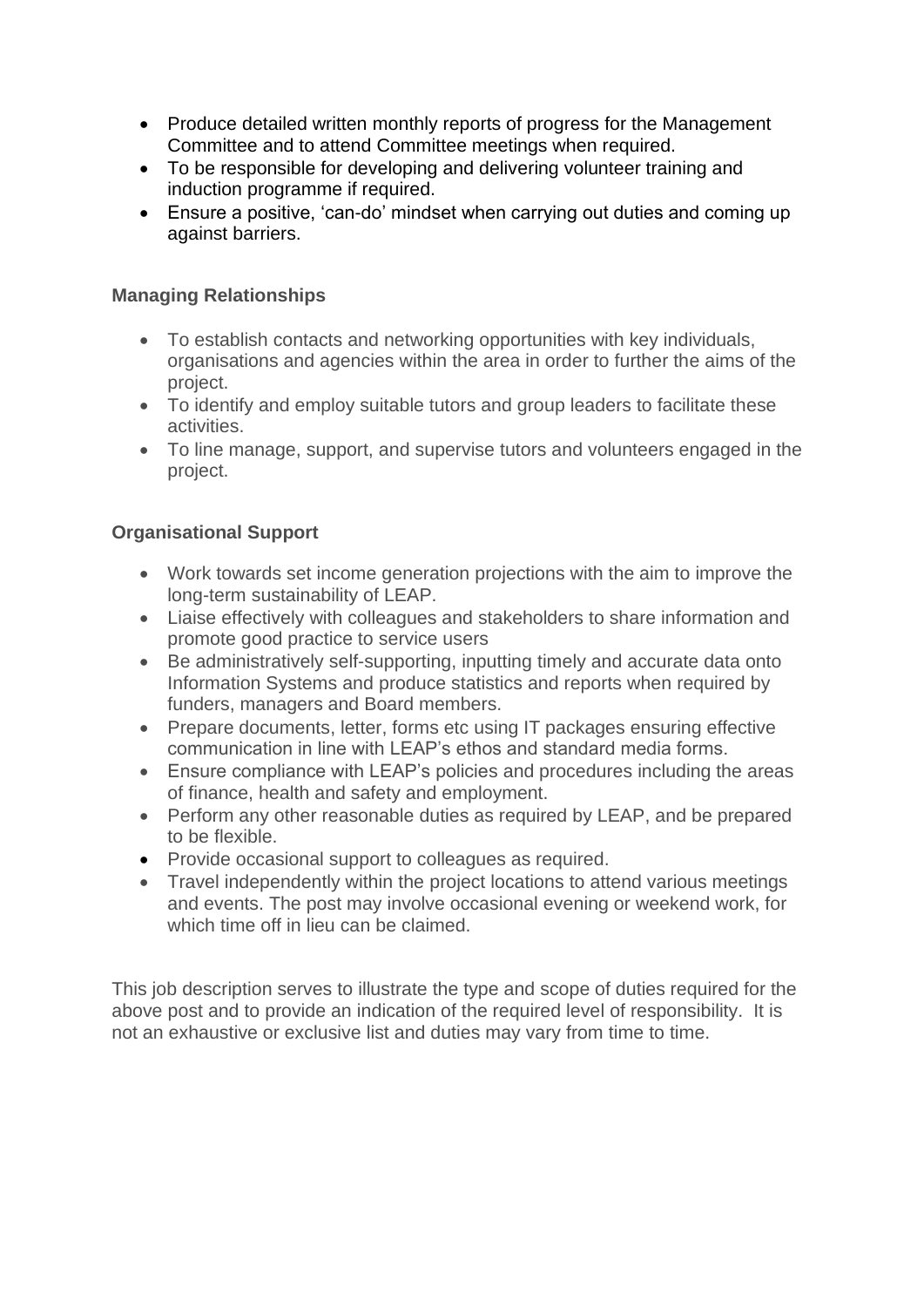- Produce detailed written monthly reports of progress for the Management Committee and to attend Committee meetings when required.
- To be responsible for developing and delivering volunteer training and induction programme if required.
- Ensure a positive, 'can-do' mindset when carrying out duties and coming up against barriers.

**Managing Relationships**

- To establish contacts and networking opportunities with key individuals, organisations and agencies within the area in order to further the aims of the project.
- To identify and employ suitable tutors and group leaders to facilitate these activities.
- To line manage, support, and supervise tutors and volunteers engaged in the project.

**Organisational Support**

- Work towards set income generation projections with the aim to improve the long-term sustainability of LEAP.
- Liaise effectively with colleagues and stakeholders to share information and promote good practice to service users
- Be administratively self-supporting, inputting timely and accurate data onto Information Systems and produce statistics and reports when required by funders, managers and Board members.
- Prepare documents, letter, forms etc using IT packages ensuring effective communication in line with LEAP's ethos and standard media forms.
- Ensure compliance with LEAP's policies and procedures including the areas of finance, health and safety and employment.
- Perform any other reasonable duties as required by LEAP, and be prepared to be flexible.
- Provide occasional support to colleagues as required.
- Travel independently within the project locations to attend various meetings and events. The post may involve occasional evening or weekend work, for which time off in lieu can be claimed.

This job description serves to illustrate the type and scope of duties required for the above post and to provide an indication of the required level of responsibility. It is not an exhaustive or exclusive list and duties may vary from time to time.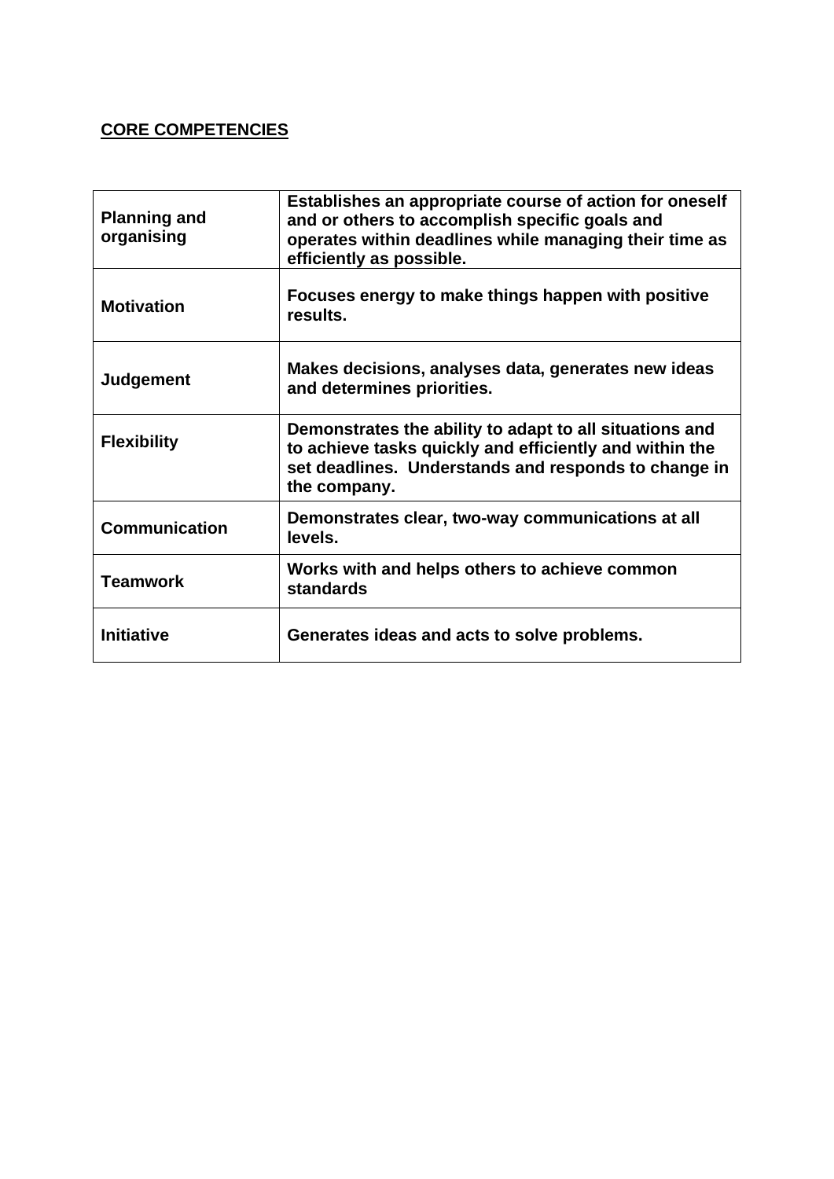**CORE COMPETENCIES**

| | |
|---|---|
| **Planning and organising** | **Establishes an appropriate course of action for oneself and or others to accomplish specific goals and operates within deadlines while managing their time as efficiently as possible.** |
| **Motivation** | **Focuses energy to make things happen with positive results.** |
| **Judgement** | **Makes decisions, analyses data, generates new ideas and determines priorities.** |
| **Flexibility** | **Demonstrates the ability to adapt to all situations and to achieve tasks quickly and efficiently and within the set deadlines. Understands and responds to change in the company.** |
| **Communication** | **Demonstrates clear, two-way communications at all levels.** |
| **Teamwork** | **Works with and helps others to achieve common standards** |
| **Initiative** | **Generates ideas and acts to solve problems.** |